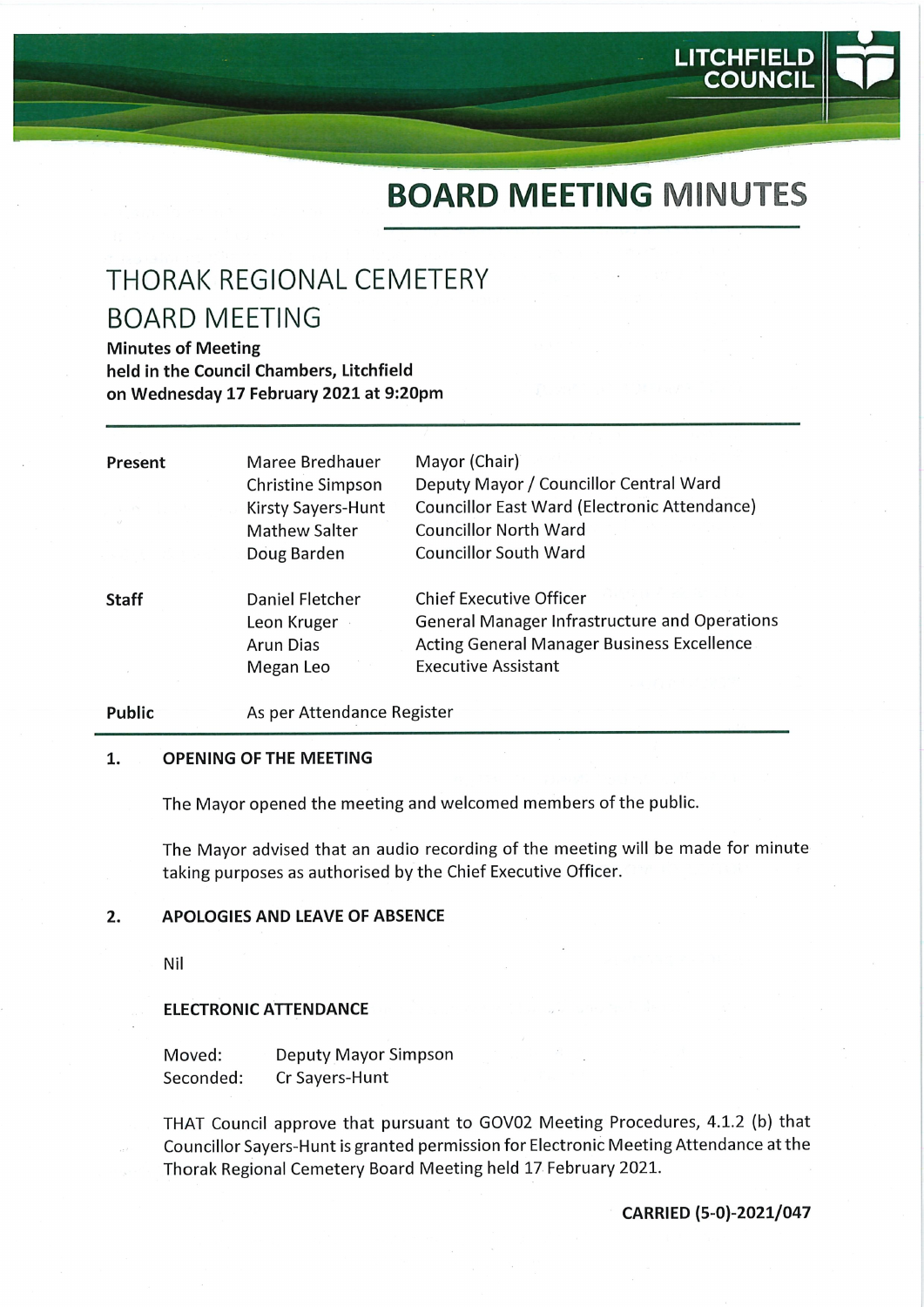# BOARD MEETING MINUTES

## THORAK REGIONAL CEMETERY BOARD MEETING

**Minutes of Meeting**
**held in the Council Chambers, Litchfield**
**on Wednesday 17 February 2021 at 9:20pm**

| | | |
|---|---|---|
| **Present** | Maree Bredhauer | Mayor (Chair) |
| | Christine Simpson | Deputy Mayor / Councillor Central Ward |
| | Kirsty Sayers-Hunt | Councillor East Ward (Electronic Attendance) |
| | Mathew Salter | Councillor North Ward |
| | Doug Barden | Councillor South Ward |
| **Staff** | Daniel Fletcher | Chief Executive Officer |
| | Leon Kruger | General Manager Infrastructure and Operations |
| | Arun Dias | Acting General Manager Business Excellence |
| | Megan Leo | Executive Assistant |
| **Public** | As per Attendance Register | |

### 1. OPENING OF THE MEETING

The Mayor opened the meeting and welcomed members of the public.

The Mayor advised that an audio recording of the meeting will be made for minute taking purposes as authorised by the Chief Executive Officer.

### 2. APOLOGIES AND LEAVE OF ABSENCE

Nil

**ELECTRONIC ATTENDANCE**

Moved: Deputy Mayor Simpson
Seconded: Cr Sayers-Hunt

THAT Council approve that pursuant to GOV02 Meeting Procedures, 4.1.2 (b) that Councillor Sayers-Hunt is granted permission for Electronic Meeting Attendance at the Thorak Regional Cemetery Board Meeting held 17 February 2021.

**CARRIED (5-0)-2021/047**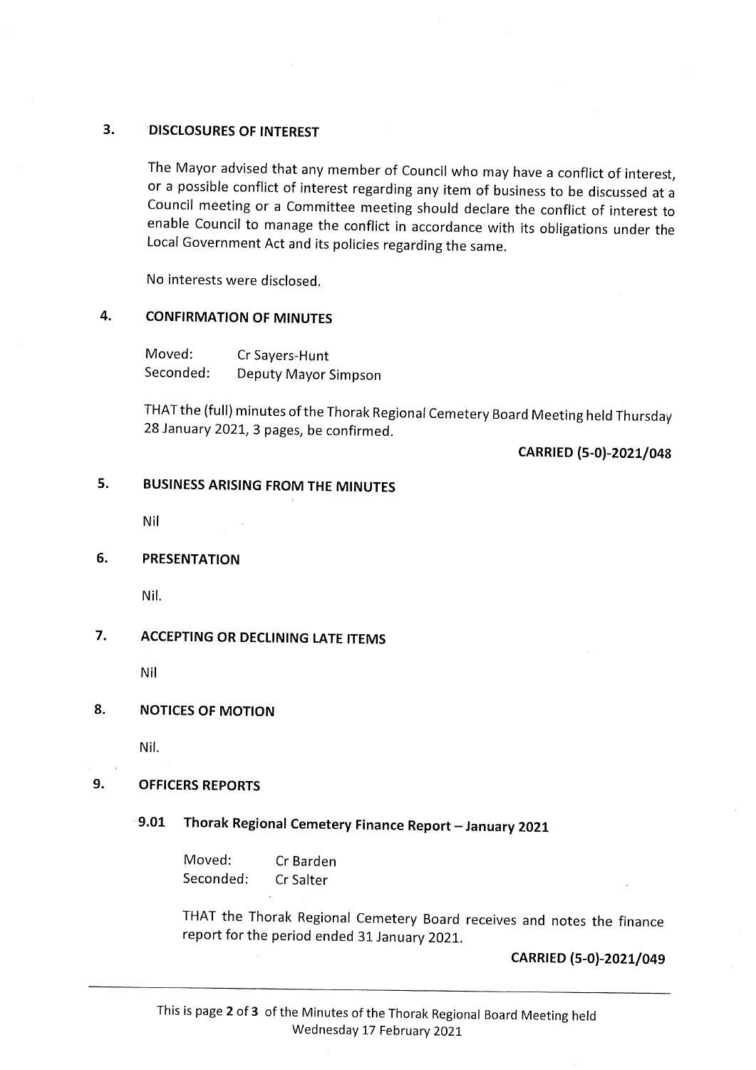## 3. DISCLOSURES OF INTEREST

The Mayor advised that any member of Council who may have a conflict of interest, or a possible conflict of interest regarding any item of business to be discussed at a Council meeting or a Committee meeting should declare the conflict of interest to enable Council to manage the conflict in accordance with its obligations under the Local Government Act and its policies regarding the same.

No interests were disclosed.

## 4. CONFIRMATION OF MINUTES

Moved: Cr Sayers-Hunt
Seconded: Deputy Mayor Simpson

THAT the (full) minutes of the Thorak Regional Cemetery Board Meeting held Thursday 28 January 2021, 3 pages, be confirmed.

**CARRIED (5-0)-2021/048**

## 5. BUSINESS ARISING FROM THE MINUTES

Nil

## 6. PRESENTATION

Nil.

## 7. ACCEPTING OR DECLINING LATE ITEMS

Nil

## 8. NOTICES OF MOTION

Nil.

## 9. OFFICERS REPORTS

### 9.01 Thorak Regional Cemetery Finance Report – January 2021

Moved: Cr Barden
Seconded: Cr Salter

THAT the Thorak Regional Cemetery Board receives and notes the finance report for the period ended 31 January 2021.

**CARRIED (5-0)-2021/049**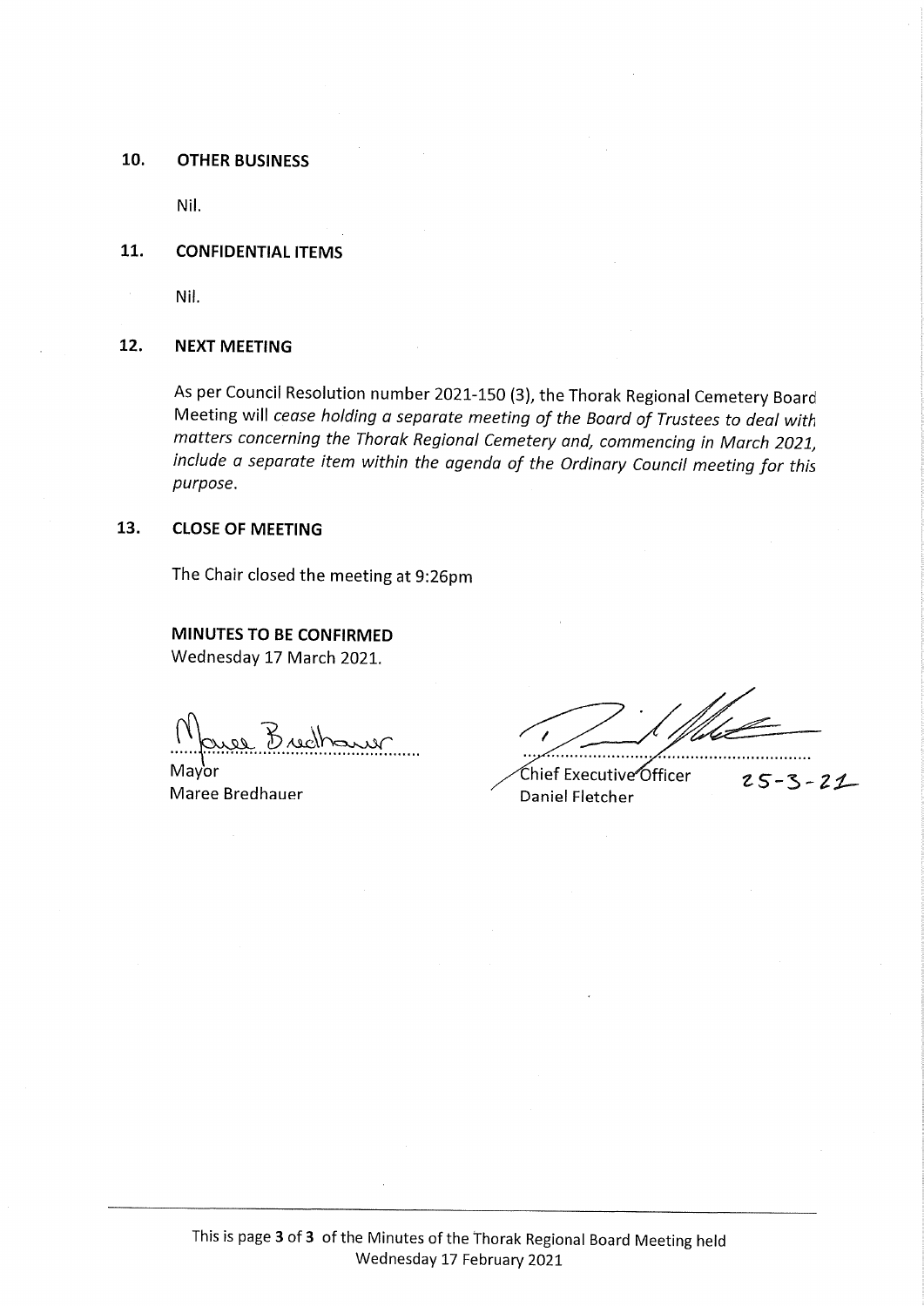## 10. OTHER BUSINESS

Nil.

## 11. CONFIDENTIAL ITEMS

Nil.

## 12. NEXT MEETING

As per Council Resolution number 2021-150 (3), the Thorak Regional Cemetery Board Meeting will *cease holding a separate meeting of the Board of Trustees to deal with matters concerning the Thorak Regional Cemetery and, commencing in March 2021, include a separate item within the agenda of the Ordinary Council meeting for this purpose.*

## 13. CLOSE OF MEETING

The Chair closed the meeting at 9:26pm

**MINUTES TO BE CONFIRMED**
Wednesday 17 March 2021.

| | |
|---|---|
| Maree Bredhauer | |
| ................................................ | ................................................ |
| Mayor | Chief Executive Officer     25-3-21 |
| Maree Bredhauer | Daniel Fletcher |